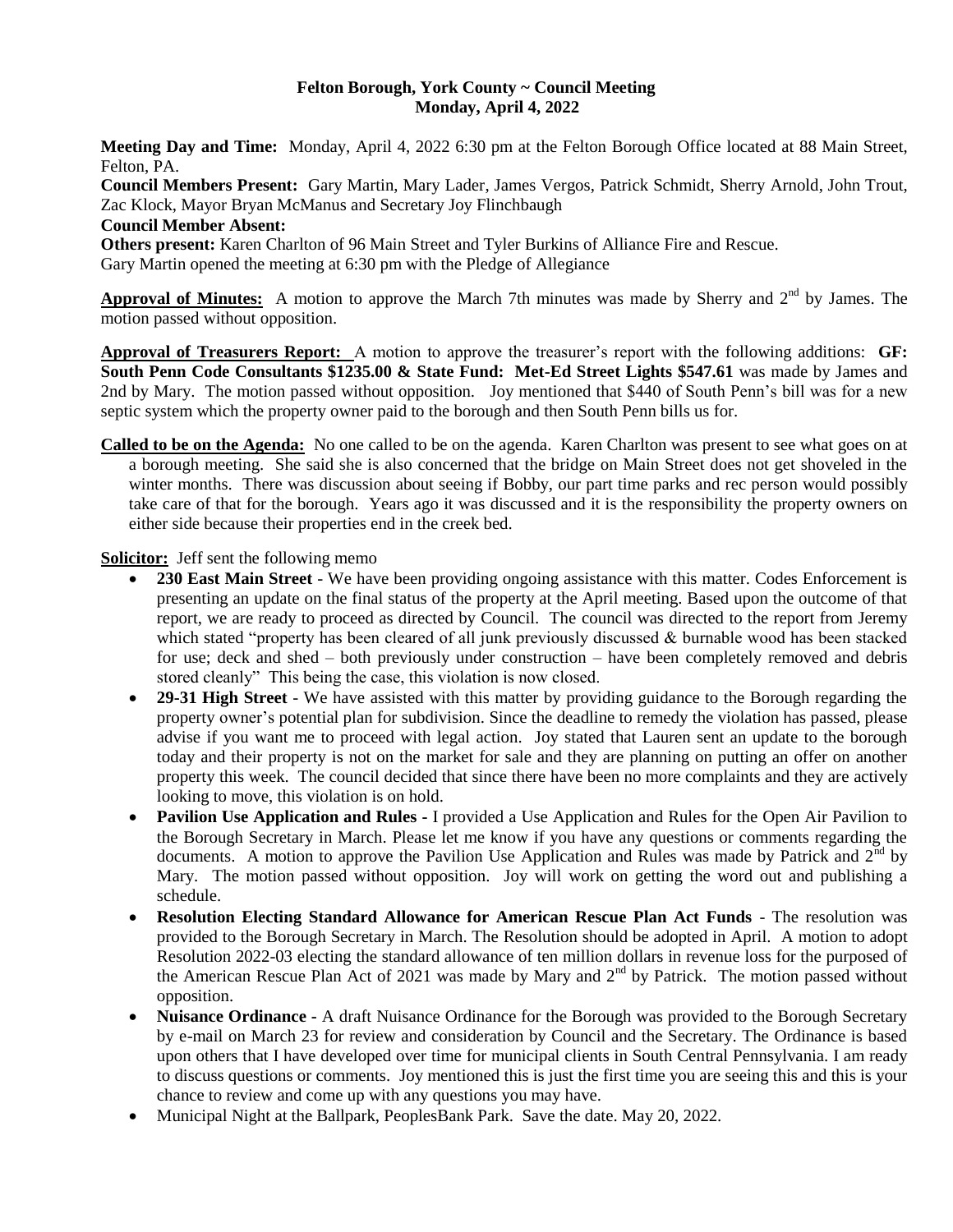**Felton Borough, York County ~ Council Meeting**
**Monday, April 4, 2022**

**Meeting Day and Time:** Monday, April 4, 2022 6:30 pm at the Felton Borough Office located at 88 Main Street, Felton, PA.

**Council Members Present:** Gary Martin, Mary Lader, James Vergos, Patrick Schmidt, Sherry Arnold, John Trout, Zac Klock, Mayor Bryan McManus and Secretary Joy Flinchbaugh

**Council Member Absent:**

**Others present:** Karen Charlton of 96 Main Street and Tyler Burkins of Alliance Fire and Rescue.

Gary Martin opened the meeting at 6:30 pm with the Pledge of Allegiance

**Approval of Minutes:** A motion to approve the March 7th minutes was made by Sherry and 2nd by James. The motion passed without opposition.

**Approval of Treasurers Report:** A motion to approve the treasurer's report with the following additions: **GF: South Penn Code Consultants $1235.00 & State Fund: Met-Ed Street Lights $547.61** was made by James and 2nd by Mary. The motion passed without opposition. Joy mentioned that $440 of South Penn's bill was for a new septic system which the property owner paid to the borough and then South Penn bills us for.

**Called to be on the Agenda:** No one called to be on the agenda. Karen Charlton was present to see what goes on at a borough meeting. She said she is also concerned that the bridge on Main Street does not get shoveled in the winter months. There was discussion about seeing if Bobby, our part time parks and rec person would possibly take care of that for the borough. Years ago it was discussed and it is the responsibility the property owners on either side because their properties end in the creek bed.

**Solicitor:** Jeff sent the following memo

- **230 East Main Street** - We have been providing ongoing assistance with this matter. Codes Enforcement is presenting an update on the final status of the property at the April meeting. Based upon the outcome of that report, we are ready to proceed as directed by Council. The council was directed to the report from Jeremy which stated "property has been cleared of all junk previously discussed & burnable wood has been stacked for use; deck and shed – both previously under construction – have been completely removed and debris stored cleanly" This being the case, this violation is now closed.
- **29-31 High Street** - We have assisted with this matter by providing guidance to the Borough regarding the property owner's potential plan for subdivision. Since the deadline to remedy the violation has passed, please advise if you want me to proceed with legal action. Joy stated that Lauren sent an update to the borough today and their property is not on the market for sale and they are planning on putting an offer on another property this week. The council decided that since there have been no more complaints and they are actively looking to move, this violation is on hold.
- **Pavilion Use Application and Rules -** I provided a Use Application and Rules for the Open Air Pavilion to the Borough Secretary in March. Please let me know if you have any questions or comments regarding the documents. A motion to approve the Pavilion Use Application and Rules was made by Patrick and 2nd by Mary. The motion passed without opposition. Joy will work on getting the word out and publishing a schedule.
- **Resolution Electing Standard Allowance for American Rescue Plan Act Funds** - The resolution was provided to the Borough Secretary in March. The Resolution should be adopted in April. A motion to adopt Resolution 2022-03 electing the standard allowance of ten million dollars in revenue loss for the purposed of the American Rescue Plan Act of 2021 was made by Mary and 2nd by Patrick. The motion passed without opposition.
- **Nuisance Ordinance -** A draft Nuisance Ordinance for the Borough was provided to the Borough Secretary by e-mail on March 23 for review and consideration by Council and the Secretary. The Ordinance is based upon others that I have developed over time for municipal clients in South Central Pennsylvania. I am ready to discuss questions or comments. Joy mentioned this is just the first time you are seeing this and this is your chance to review and come up with any questions you may have.
- Municipal Night at the Ballpark, PeoplesBank Park. Save the date. May 20, 2022.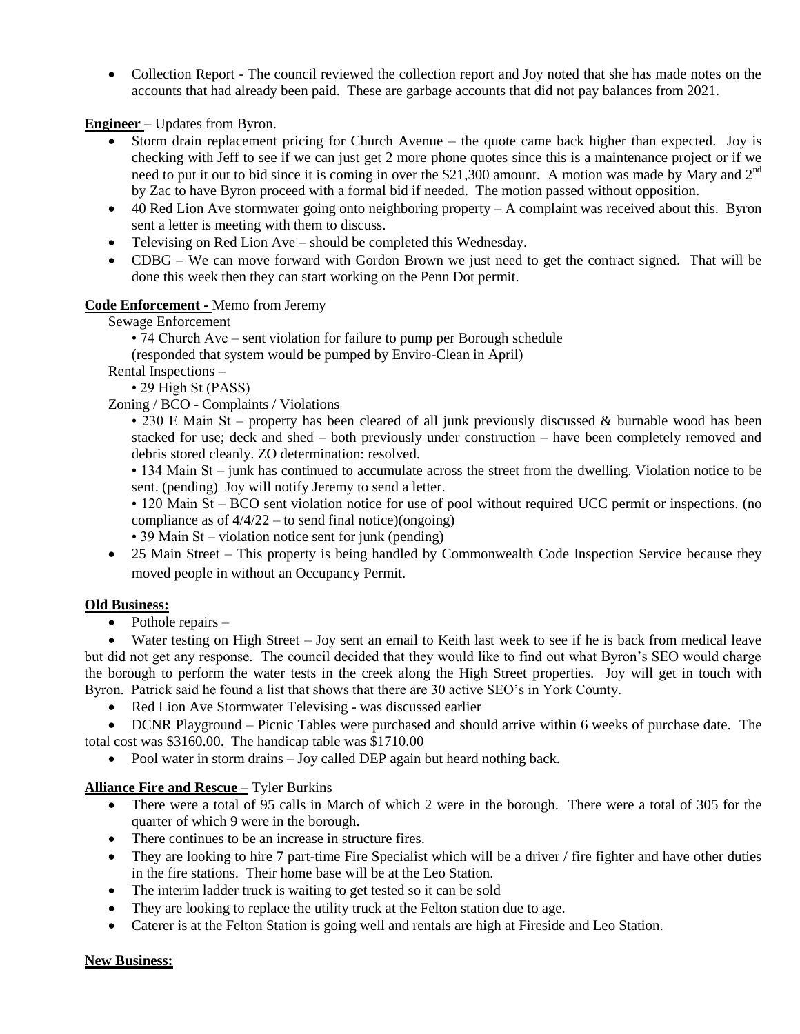- Collection Report - The council reviewed the collection report and Joy noted that she has made notes on the accounts that had already been paid. These are garbage accounts that did not pay balances from 2021.

**Engineer** – Updates from Byron.

- Storm drain replacement pricing for Church Avenue – the quote came back higher than expected. Joy is checking with Jeff to see if we can just get 2 more phone quotes since this is a maintenance project or if we need to put it out to bid since it is coming in over the $21,300 amount. A motion was made by Mary and 2nd by Zac to have Byron proceed with a formal bid if needed. The motion passed without opposition.
- 40 Red Lion Ave stormwater going onto neighboring property – A complaint was received about this. Byron sent a letter is meeting with them to discuss.
- Televising on Red Lion Ave – should be completed this Wednesday.
- CDBG – We can move forward with Gordon Brown we just need to get the contract signed. That will be done this week then they can start working on the Penn Dot permit.

**Code Enforcement -** Memo from Jeremy

Sewage Enforcement

• 74 Church Ave – sent violation for failure to pump per Borough schedule (responded that system would be pumped by Enviro-Clean in April)

Rental Inspections –

• 29 High St (PASS)

Zoning / BCO - Complaints / Violations

• 230 E Main St – property has been cleared of all junk previously discussed & burnable wood has been stacked for use; deck and shed – both previously under construction – have been completely removed and debris stored cleanly. ZO determination: resolved.

• 134 Main St – junk has continued to accumulate across the street from the dwelling. Violation notice to be sent. (pending) Joy will notify Jeremy to send a letter.

• 120 Main St – BCO sent violation notice for use of pool without required UCC permit or inspections. (no compliance as of 4/4/22 – to send final notice)(ongoing)

• 39 Main St – violation notice sent for junk (pending)

- 25 Main Street – This property is being handled by Commonwealth Code Inspection Service because they moved people in without an Occupancy Permit.

**Old Business:**

- Pothole repairs –
- Water testing on High Street – Joy sent an email to Keith last week to see if he is back from medical leave but did not get any response. The council decided that they would like to find out what Byron's SEO would charge the borough to perform the water tests in the creek along the High Street properties. Joy will get in touch with Byron. Patrick said he found a list that shows that there are 30 active SEO's in York County.
- Red Lion Ave Stormwater Televising - was discussed earlier
- DCNR Playground – Picnic Tables were purchased and should arrive within 6 weeks of purchase date. The total cost was $3160.00. The handicap table was $1710.00
- Pool water in storm drains – Joy called DEP again but heard nothing back.

**Alliance Fire and Rescue –** Tyler Burkins

- There were a total of 95 calls in March of which 2 were in the borough. There were a total of 305 for the quarter of which 9 were in the borough.
- There continues to be an increase in structure fires.
- They are looking to hire 7 part-time Fire Specialist which will be a driver / fire fighter and have other duties in the fire stations. Their home base will be at the Leo Station.
- The interim ladder truck is waiting to get tested so it can be sold
- They are looking to replace the utility truck at the Felton station due to age.
- Caterer is at the Felton Station is going well and rentals are high at Fireside and Leo Station.

**New Business:**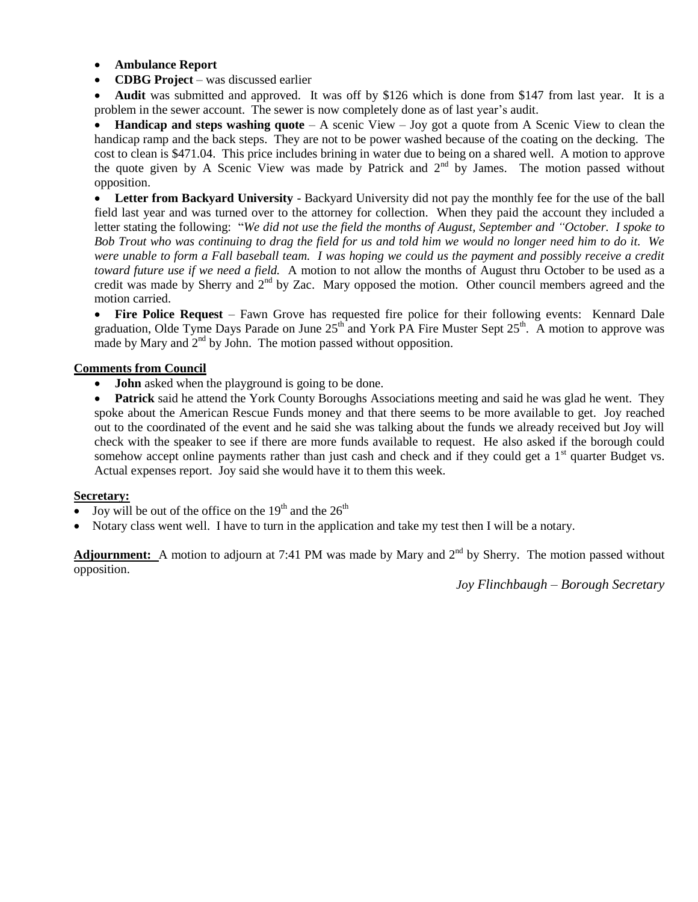- **Ambulance Report**
- **CDBG Project** – was discussed earlier
- **Audit** was submitted and approved. It was off by $126 which is done from $147 from last year. It is a problem in the sewer account. The sewer is now completely done as of last year's audit.
- **Handicap and steps washing quote** – A scenic View – Joy got a quote from A Scenic View to clean the handicap ramp and the back steps. They are not to be power washed because of the coating on the decking. The cost to clean is $471.04. This price includes brining in water due to being on a shared well. A motion to approve the quote given by A Scenic View was made by Patrick and 2nd by James. The motion passed without opposition.
- **Letter from Backyard University** - Backyard University did not pay the monthly fee for the use of the ball field last year and was turned over to the attorney for collection. When they paid the account they included a letter stating the following: "*We did not use the field the months of August, September and "October. I spoke to Bob Trout who was continuing to drag the field for us and told him we would no longer need him to do it. We were unable to form a Fall baseball team. I was hoping we could us the payment and possibly receive a credit toward future use if we need a field.* A motion to not allow the months of August thru October to be used as a credit was made by Sherry and 2nd by Zac. Mary opposed the motion. Other council members agreed and the motion carried.
- **Fire Police Request** – Fawn Grove has requested fire police for their following events: Kennard Dale graduation, Olde Tyme Days Parade on June 25th and York PA Fire Muster Sept 25th. A motion to approve was made by Mary and 2nd by John. The motion passed without opposition.

**Comments from Council**

- **John** asked when the playground is going to be done.
- **Patrick** said he attend the York County Boroughs Associations meeting and said he was glad he went. They spoke about the American Rescue Funds money and that there seems to be more available to get. Joy reached out to the coordinated of the event and he said she was talking about the funds we already received but Joy will check with the speaker to see if there are more funds available to request. He also asked if the borough could somehow accept online payments rather than just cash and check and if they could get a 1st quarter Budget vs. Actual expenses report. Joy said she would have it to them this week.

**Secretary:**

- Joy will be out of the office on the 19th and the 26th
- Notary class went well. I have to turn in the application and take my test then I will be a notary.

**Adjournment:** A motion to adjourn at 7:41 PM was made by Mary and 2nd by Sherry. The motion passed without opposition.

*Joy Flinchbaugh – Borough Secretary*